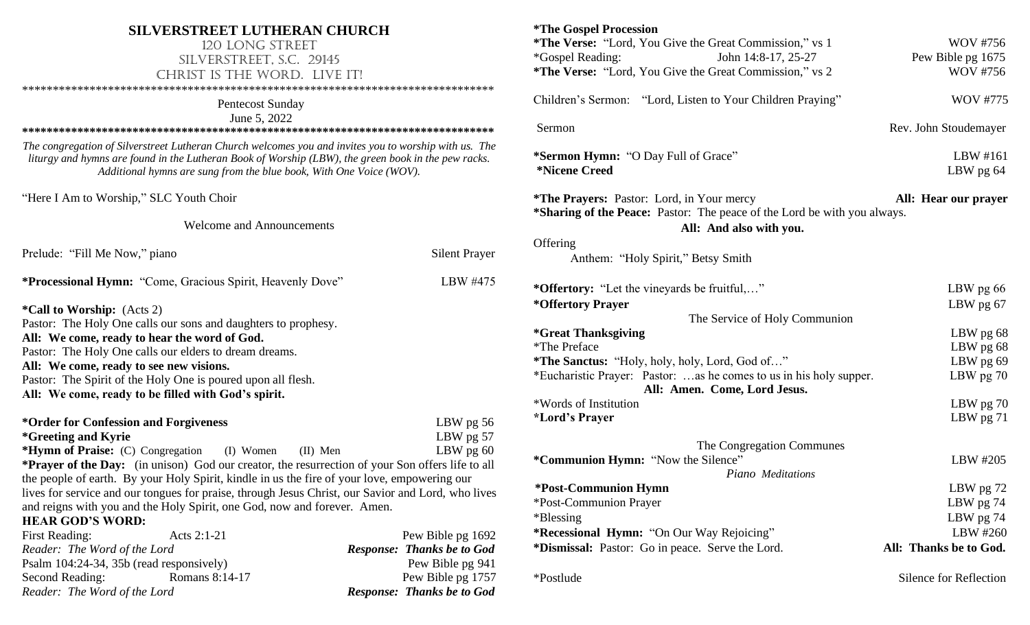# SILVERSTREET LUTHERAN CHURCH

120 LONG STREET
SILVERSTREET, S.C. 29145
CHRIST IS THE WORD. LIVE IT!

********************************************************************************

Pentecost Sunday
June 5, 2022

********************************************************************************

*The congregation of Silverstreet Lutheran Church welcomes you and invites you to worship with us. The liturgy and hymns are found in the Lutheran Book of Worship (LBW), the green book in the pew racks. Additional hymns are sung from the blue book, With One Voice (WOV).*

"Here I Am to Worship," SLC Youth Choir

Welcome and Announcements

Prelude: "Fill Me Now," piano — Silent Prayer

***Processional Hymn:** "Come, Gracious Spirit, Heavenly Dove" — LBW #475

***Call to Worship:** (Acts 2)
Pastor: The Holy One calls our sons and daughters to prophesy.
**All: We come, ready to hear the word of God.**
Pastor: The Holy One calls our elders to dream dreams.
**All: We come, ready to see new visions.**
Pastor: The Spirit of the Holy One is poured upon all flesh.
**All: We come, ready to be filled with God's spirit.**

***Order for Confession and Forgiveness** — LBW pg 56
***Greeting and Kyrie** — LBW pg 57
***Hymn of Praise:** (C) Congregation (I) Women (II) Men — LBW pg 60
***Prayer of the Day:** (in unison) God our creator, the resurrection of your Son offers life to all the people of earth. By your Holy Spirit, kindle in us the fire of your love, empowering our lives for service and our tongues for praise, through Jesus Christ, our Savior and Lord, who lives and reigns with you and the Holy Spirit, one God, now and forever. Amen.

**HEAR GOD'S WORD:**

First Reading: Acts 2:1-21 — Pew Bible pg 1692
*Reader: The Word of the Lord* — ***Response: Thanks be to God***
Psalm 104:24-34, 35b (read responsively) — Pew Bible pg 941
Second Reading: Romans 8:14-17 — Pew Bible pg 1757
*Reader: The Word of the Lord* — ***Response: Thanks be to God***

***The Gospel Procession**
***The Verse:** "Lord, You Give the Great Commission," vs 1 — WOV #756
*Gospel Reading: John 14:8-17, 25-27 — Pew Bible pg 1675
***The Verse:** "Lord, You Give the Great Commission," vs 2 — WOV #756

Children's Sermon: "Lord, Listen to Your Children Praying" — WOV #775

Sermon — Rev. John Stoudemayer

***Sermon Hymn:** "O Day Full of Grace" — LBW #161
***Nicene Creed** — LBW pg 64

***The Prayers:** Pastor: Lord, in Your mercy — **All: Hear our prayer**
***Sharing of the Peace:** Pastor: The peace of the Lord be with you always.
**All: And also with you.**

Offering
Anthem: "Holy Spirit," Betsy Smith

***Offertory:** "Let the vineyards be fruitful,…" — LBW pg 66
***Offertory Prayer** — LBW pg 67

The Service of Holy Communion

***Great Thanksgiving** — LBW pg 68
*The Preface — LBW pg 68
***The Sanctus:** "Holy, holy, holy, Lord, God of…" — LBW pg 69
*Eucharistic Prayer: Pastor: …as he comes to us in his holy supper. — LBW pg 70
**All: Amen. Come, Lord Jesus.**
*Words of Institution — LBW pg 70
***Lord's Prayer** — LBW pg 71

The Congregation Communes

***Communion Hymn:** "Now the Silence" — LBW #205
*Piano Meditations*
***Post-Communion Hymn** — LBW pg 72
*Post-Communion Prayer — LBW pg 74
*Blessing — LBW pg 74
***Recessional Hymn:** "On Our Way Rejoicing" — LBW #260
***Dismissal:** Pastor: Go in peace. Serve the Lord. — **All: Thanks be to God.**

*Postlude — Silence for Reflection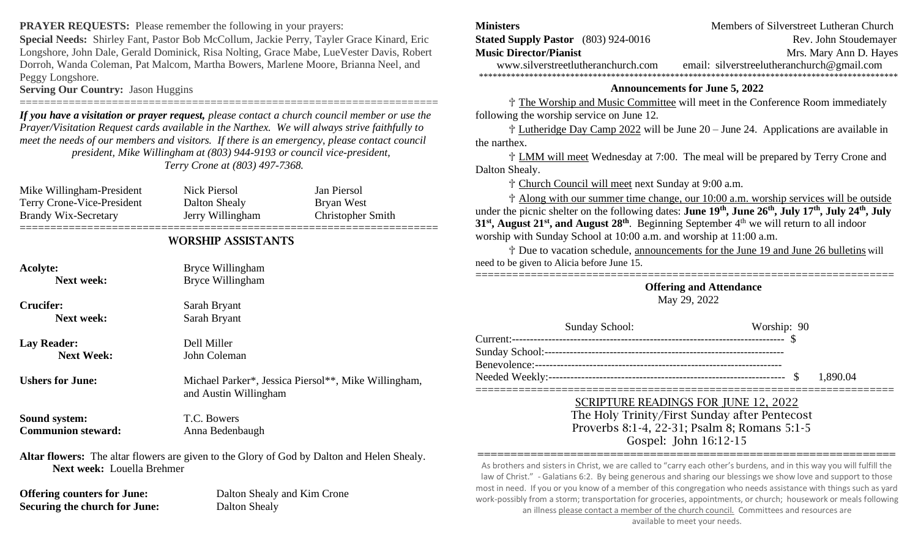**PRAYER REQUESTS:** Please remember the following in your prayers:

**Special Needs:** Shirley Fant, Pastor Bob McCollum, Jackie Perry, Tayler Grace Kinard, Eric Longshore, John Dale, Gerald Dominick, Risa Nolting, Grace Mabe, LueVester Davis, Robert Dorroh, Wanda Coleman, Pat Malcom, Martha Bowers, Marlene Moore, Brianna Neel, and Peggy Longshore.

**Serving Our Country:** Jason Huggins

---

***If you have a visitation or prayer request,*** *please contact a church council member or use the Prayer/Visitation Request cards available in the Narthex. We will always strive faithfully to meet the needs of our members and visitors. If there is an emergency, please contact council president, Mike Willingham at (803) 944-9193 or council vice-president, Terry Crone at (803) 497-7368.*

| | | |
|---|---|---|
| Mike Willingham-President | Nick Piersol | Jan Piersol |
| Terry Crone-Vice-President | Dalton Shealy | Bryan West |
| Brandy Wix-Secretary | Jerry Willingham | Christopher Smith |

---

## WORSHIP ASSISTANTS

**Acolyte:** Bryce Willingham
**Next week:** Bryce Willingham

**Crucifer:** Sarah Bryant
**Next week:** Sarah Bryant

**Lay Reader:** Dell Miller
**Next Week:** John Coleman

**Ushers for June:** Michael Parker*, Jessica Piersol**, Mike Willingham, and Austin Willingham

**Sound system:** T.C. Bowers
**Communion steward:** Anna Bedenbaugh

**Altar flowers:** The altar flowers are given to the Glory of God by Dalton and Helen Shealy.
**Next week:** Louella Brehmer

**Offering counters for June:** Dalton Shealy and Kim Crone
**Securing the church for June:** Dalton Shealy

**Ministers** Members of Silverstreet Lutheran Church
**Stated Supply Pastor** (803) 924-0016 Rev. John Stoudemayer
**Music Director/Pianist** Mrs. Mary Ann D. Hayes
www.silverstreetlutheranchurch.com email: silverstreetlutheranchurch@gmail.com

---

### Announcements for June 5, 2022

† The Worship and Music Committee will meet in the Conference Room immediately following the worship service on June 12.

† Lutheridge Day Camp 2022 will be June 20 – June 24. Applications are available in the narthex.

† LMM will meet Wednesday at 7:00. The meal will be prepared by Terry Crone and Dalton Shealy.

† Church Council will meet next Sunday at 9:00 a.m.

† Along with our summer time change, our 10:00 a.m. worship services will be outside under the picnic shelter on the following dates: **June 19th, June 26th, July 17th, July 24th, July 31st, August 21st, and August 28th**. Beginning September 4th we will return to all indoor worship with Sunday School at 10:00 a.m. and worship at 11:00 a.m.

† Due to vacation schedule, announcements for the June 19 and June 26 bulletins will need to be given to Alicia before June 15.

---

### Offering and Attendance

May 29, 2022

Sunday School: Worship: 90

Current:------------------------------------------------------------------------- $
Sunday School:------------------------------------------------------------------
Benevolence:--------------------------------------------------------------------
Needed Weekly:----------------------------------------------------------------- $ 1,890.04

---

### SCRIPTURE READINGS FOR JUNE 12, 2022

The Holy Trinity/First Sunday after Pentecost
Proverbs 8:1-4, 22-31; Psalm 8; Romans 5:1-5
Gospel: John 16:12-15

---

As brothers and sisters in Christ, we are called to "carry each other's burdens, and in this way you will fulfill the law of Christ." - Galatians 6:2. By being generous and sharing our blessings we show love and support to those most in need. If you or you know of a member of this congregation who needs assistance with things such as yard work-possibly from a storm; transportation for groceries, appointments, or church; housework or meals following an illness please contact a member of the church council. Committees and resources are available to meet your needs.